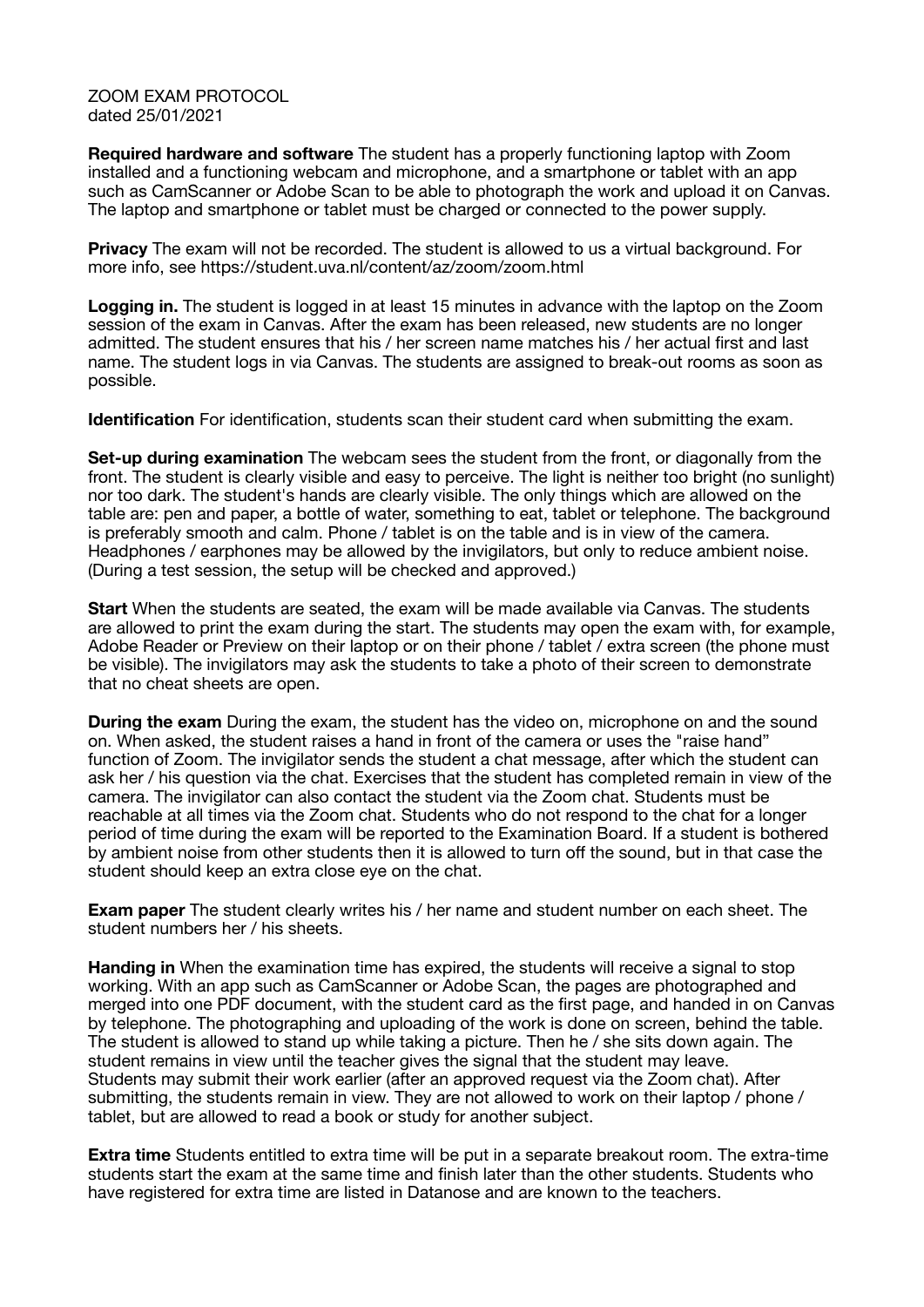ZOOM EXAM PROTOCOL
dated 25/01/2021

**Required hardware and software** The student has a properly functioning laptop with Zoom installed and a functioning webcam and microphone, and a smartphone or tablet with an app such as CamScanner or Adobe Scan to be able to photograph the work and upload it on Canvas. The laptop and smartphone or tablet must be charged or connected to the power supply.

**Privacy** The exam will not be recorded. The student is allowed to us a virtual background. For more info, see https://student.uva.nl/content/az/zoom/zoom.html

**Logging in.** The student is logged in at least 15 minutes in advance with the laptop on the Zoom session of the exam in Canvas. After the exam has been released, new students are no longer admitted. The student ensures that his / her screen name matches his / her actual first and last name. The student logs in via Canvas. The students are assigned to break-out rooms as soon as possible.

**Identification** For identification, students scan their student card when submitting the exam.

**Set-up during examination** The webcam sees the student from the front, or diagonally from the front. The student is clearly visible and easy to perceive. The light is neither too bright (no sunlight) nor too dark. The student's hands are clearly visible. The only things which are allowed on the table are: pen and paper, a bottle of water, something to eat, tablet or telephone. The background is preferably smooth and calm. Phone / tablet is on the table and is in view of the camera. Headphones / earphones may be allowed by the invigilators, but only to reduce ambient noise. (During a test session, the setup will be checked and approved.)

**Start** When the students are seated, the exam will be made available via Canvas. The students are allowed to print the exam during the start. The students may open the exam with, for example, Adobe Reader or Preview on their laptop or on their phone / tablet / extra screen (the phone must be visible). The invigilators may ask the students to take a photo of their screen to demonstrate that no cheat sheets are open.

**During the exam** During the exam, the student has the video on, microphone on and the sound on. When asked, the student raises a hand in front of the camera or uses the "raise hand" function of Zoom. The invigilator sends the student a chat message, after which the student can ask her / his question via the chat. Exercises that the student has completed remain in view of the camera. The invigilator can also contact the student via the Zoom chat. Students must be reachable at all times via the Zoom chat. Students who do not respond to the chat for a longer period of time during the exam will be reported to the Examination Board. If a student is bothered by ambient noise from other students then it is allowed to turn off the sound, but in that case the student should keep an extra close eye on the chat.

**Exam paper** The student clearly writes his / her name and student number on each sheet. The student numbers her / his sheets.

**Handing in** When the examination time has expired, the students will receive a signal to stop working. With an app such as CamScanner or Adobe Scan, the pages are photographed and merged into one PDF document, with the student card as the first page, and handed in on Canvas by telephone. The photographing and uploading of the work is done on screen, behind the table. The student is allowed to stand up while taking a picture. Then he / she sits down again. The student remains in view until the teacher gives the signal that the student may leave. Students may submit their work earlier (after an approved request via the Zoom chat). After submitting, the students remain in view. They are not allowed to work on their laptop / phone / tablet, but are allowed to read a book or study for another subject.

**Extra time** Students entitled to extra time will be put in a separate breakout room. The extra-time students start the exam at the same time and finish later than the other students. Students who have registered for extra time are listed in Datanose and are known to the teachers.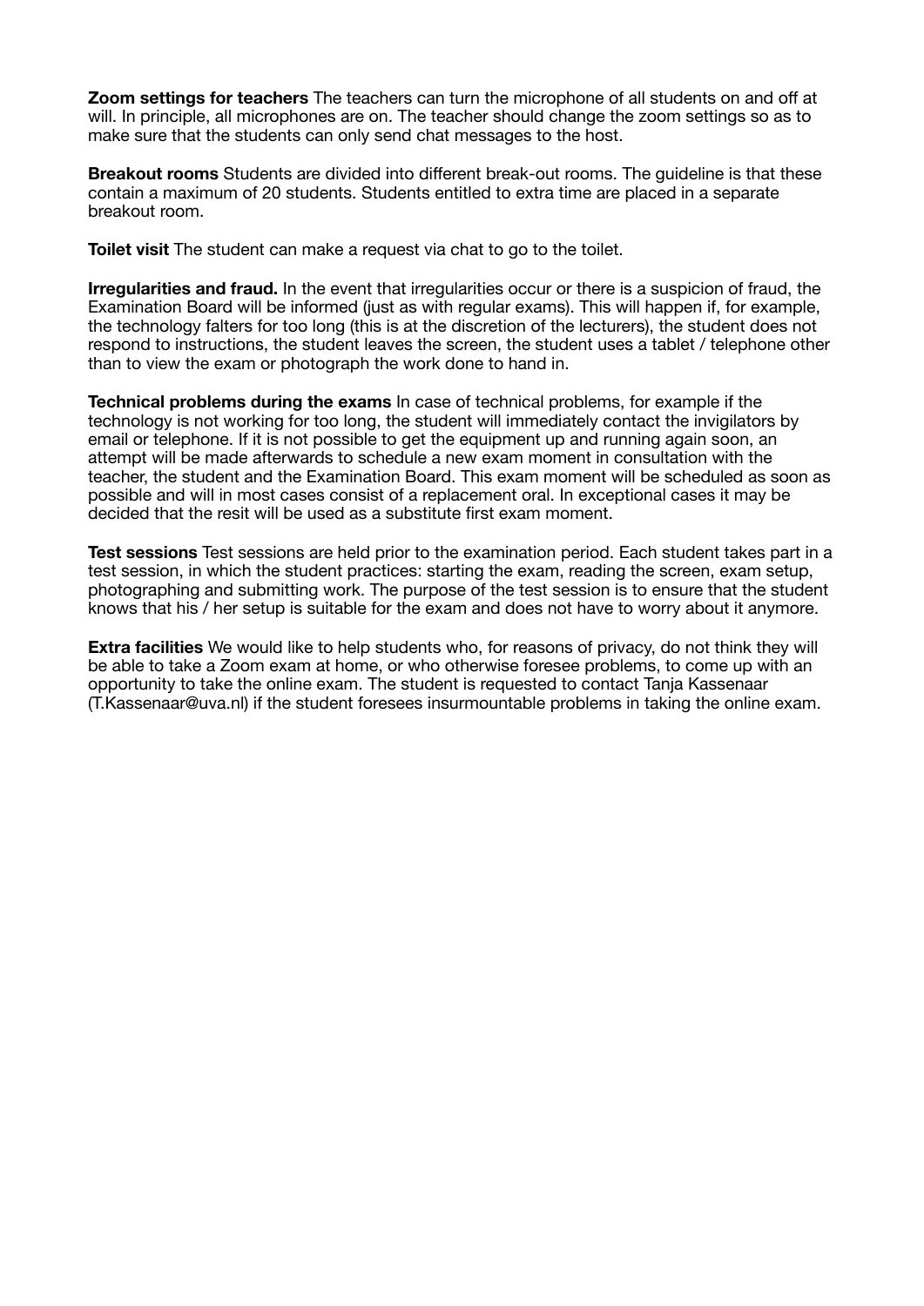**Zoom settings for teachers** The teachers can turn the microphone of all students on and off at will. In principle, all microphones are on. The teacher should change the zoom settings so as to make sure that the students can only send chat messages to the host.

**Breakout rooms** Students are divided into different break-out rooms. The guideline is that these contain a maximum of 20 students. Students entitled to extra time are placed in a separate breakout room.

**Toilet visit** The student can make a request via chat to go to the toilet.

**Irregularities and fraud.** In the event that irregularities occur or there is a suspicion of fraud, the Examination Board will be informed (just as with regular exams). This will happen if, for example, the technology falters for too long (this is at the discretion of the lecturers), the student does not respond to instructions, the student leaves the screen, the student uses a tablet / telephone other than to view the exam or photograph the work done to hand in.

**Technical problems during the exams** In case of technical problems, for example if the technology is not working for too long, the student will immediately contact the invigilators by email or telephone. If it is not possible to get the equipment up and running again soon, an attempt will be made afterwards to schedule a new exam moment in consultation with the teacher, the student and the Examination Board. This exam moment will be scheduled as soon as possible and will in most cases consist of a replacement oral. In exceptional cases it may be decided that the resit will be used as a substitute first exam moment.

**Test sessions** Test sessions are held prior to the examination period. Each student takes part in a test session, in which the student practices: starting the exam, reading the screen, exam setup, photographing and submitting work. The purpose of the test session is to ensure that the student knows that his / her setup is suitable for the exam and does not have to worry about it anymore.

**Extra facilities** We would like to help students who, for reasons of privacy, do not think they will be able to take a Zoom exam at home, or who otherwise foresee problems, to come up with an opportunity to take the online exam. The student is requested to contact Tanja Kassenaar (T.Kassenaar@uva.nl) if the student foresees insurmountable problems in taking the online exam.